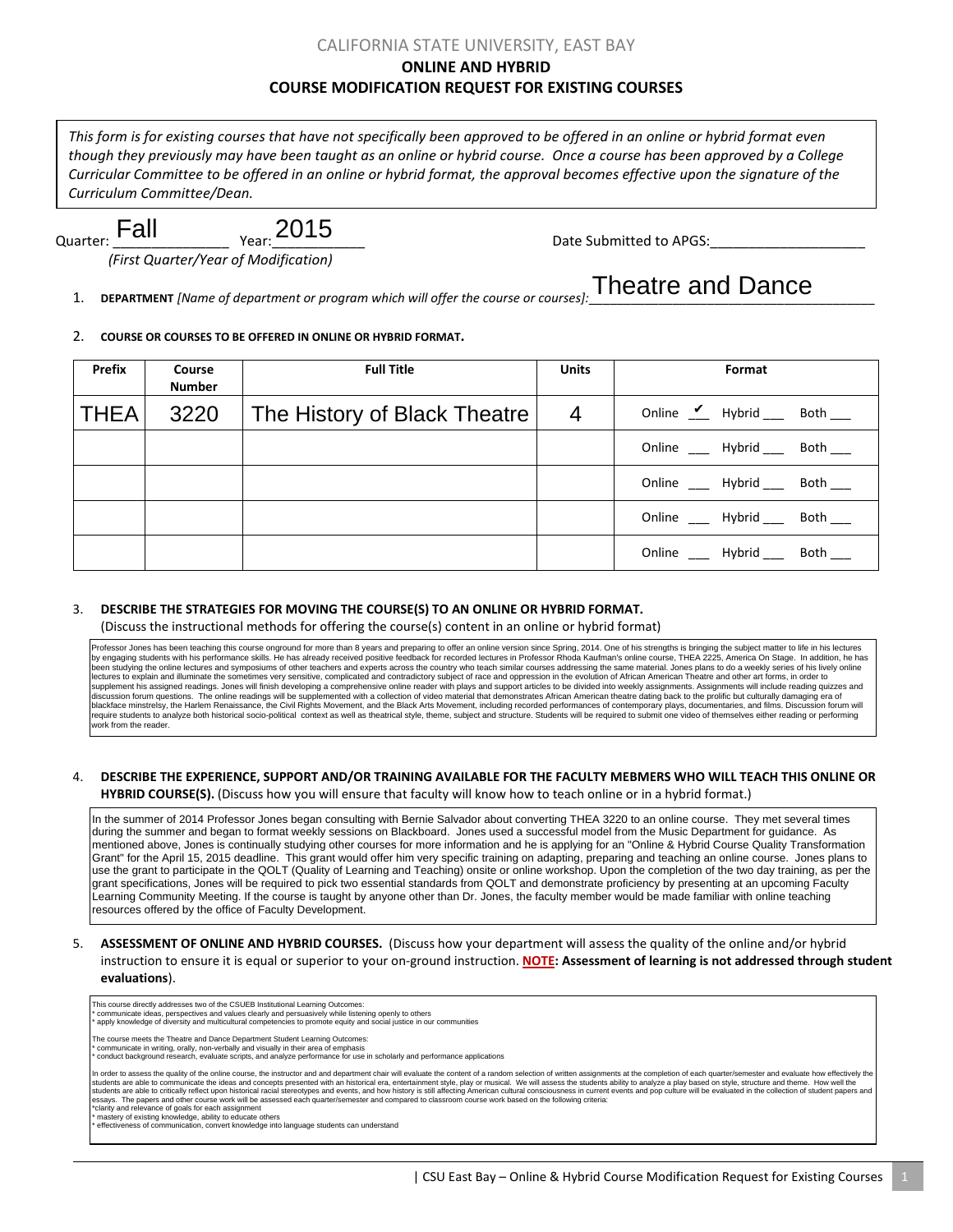CALIFORNIA STATE UNIVERSITY, EAST BAY

**ONLINE AND HYBRID**

**COURSE MODIFICATION REQUEST FOR EXISTING COURSES**

*This form is for existing courses that have not specifically been approved to be offered in an online or hybrid format even though they previously may have been taught as an online or hybrid course. Once a course has been approved by a College Curricular Committee to be offered in an online or hybrid format, the approval becomes effective upon the signature of the Curriculum Committee/Dean.*

Quarter: Fall Year: 2015 Date Submitted to APGS:____________________

*(First Quarter/Year of Modification)*

1. **DEPARTMENT** *[Name of department or program which will offer the course or courses]:* Theatre and Dance

2. **COURSE OR COURSES TO BE OFFERED IN ONLINE OR HYBRID FORMAT.**

| Prefix | Course Number | Full Title | Units | Format |
|---|---|---|---|---|
| THEA | 3220 | The History of Black Theatre | 4 | Online ✔ Hybrid ___ Both ___ |
| | | | | Online ___ Hybrid ___ Both ___ |
| | | | | Online ___ Hybrid ___ Both ___ |
| | | | | Online ___ Hybrid ___ Both ___ |
| | | | | Online ___ Hybrid ___ Both ___ |

3. **DESCRIBE THE STRATEGIES FOR MOVING THE COURSE(S) TO AN ONLINE OR HYBRID FORMAT.**
(Discuss the instructional methods for offering the course(s) content in an online or hybrid format)

Professor Jones has been teaching this course onground for more than 8 years and preparing to offer an online version since Spring, 2014. One of his strengths is bringing the subject matter to life in his lectures by engaging students with his performance skills. He has already received positive feedback for recorded lectures in Professor Rhoda Kaufman's online course, THEA 2225, America On Stage. In addition, he has been studying the online lectures and symposiums of other teachers and experts across the country who teach similar courses addressing the same material. Jones plans to do a weekly series of his lively online lectures to explain and illuminate the sometimes very sensitive, complicated and contradictory subject of race and oppression in the evolution of African American Theatre and other art forms, in order to supplement his assigned readings. Jones will finish developing a comprehensive online reader with plays and support articles to be divided into weekly assignments. Assignments will include reading quizzes and discussion forum questions. The online readings will be supplemented with a collection of video material that demonstrates African American theatre dating back to the prolific but culturally damaging era of blackface minstrelsy, the Harlem Renaissance, the Civil Rights Movement, and the Black Arts Movement, including recorded performances of contemporary plays, documentaries, and films. Discussion forum will require students to analyze both historical socio-political context as well as theatrical style, theme, subject and structure. Students will be required to submit one video of themselves either reading or performing work from the reader.

4. **DESCRIBE THE EXPERIENCE, SUPPORT AND/OR TRAINING AVAILABLE FOR THE FACULTY MEBMERS WHO WILL TEACH THIS ONLINE OR HYBRID COURSE(S).** (Discuss how you will ensure that faculty will know how to teach online or in a hybrid format.)

In the summer of 2014 Professor Jones began consulting with Bernie Salvador about converting THEA 3220 to an online course. They met several times during the summer and began to format weekly sessions on Blackboard. Jones used a successful model from the Music Department for guidance. As mentioned above, Jones is continually studying other courses for more information and he is applying for an "Online & Hybrid Course Quality Transformation Grant" for the April 15, 2015 deadline. This grant would offer him very specific training on adapting, preparing and teaching an online course. Jones plans to use the grant to participate in the QOLT (Quality of Learning and Teaching) onsite or online workshop. Upon the completion of the two day training, as per the grant specifications, Jones will be required to pick two essential standards from QOLT and demonstrate proficiency by presenting at an upcoming Faculty Learning Community Meeting. If the course is taught by anyone other than Dr. Jones, the faculty member would be made familiar with online teaching resources offered by the office of Faculty Development.

5. **ASSESSMENT OF ONLINE AND HYBRID COURSES.** (Discuss how your department will assess the quality of the online and/or hybrid instruction to ensure it is equal or superior to your on-ground instruction. **NOTE: Assessment of learning is not addressed through student evaluations**).

This course directly addresses two of the CSUEB Institutional Learning Outcomes:
* communicate ideas, perspectives and values clearly and persuasively while listening openly to others
* apply knowledge of diversity and multicultural competencies to promote equity and social justice in our communities

The course meets the Theatre and Dance Department Student Learning Outcomes:
* communicate in writing, orally, non-verbally and visually in their area of emphasis
* conduct background research, evaluate scripts, and analyze performance for use in scholarly and performance applications

In order to assess the quality of the online course, the instructor and and department chair will evaluate the content of a random selection of written assignments at the completion of each quarter/semester and evaluate how effectively the students are able to communicate the ideas and concepts presented with an historical era, entertainment style, play or musical. We will assess the students ability to analyze a play based on style, structure and theme. How well the students are able to critically reflect upon historical racial stereotypes and events, and how history is still affecting American cultural consciousness in current events and pop culture will be evaluated in the collection of student papers and essays. The papers and other course work will be assessed each quarter/semester and compared to classroom course work based on the following criteria:
*clarity and relevance of goals for each assignment
* mastery of existing knowledge, ability to educate others
* effectiveness of communication, convert knowledge into language students can understand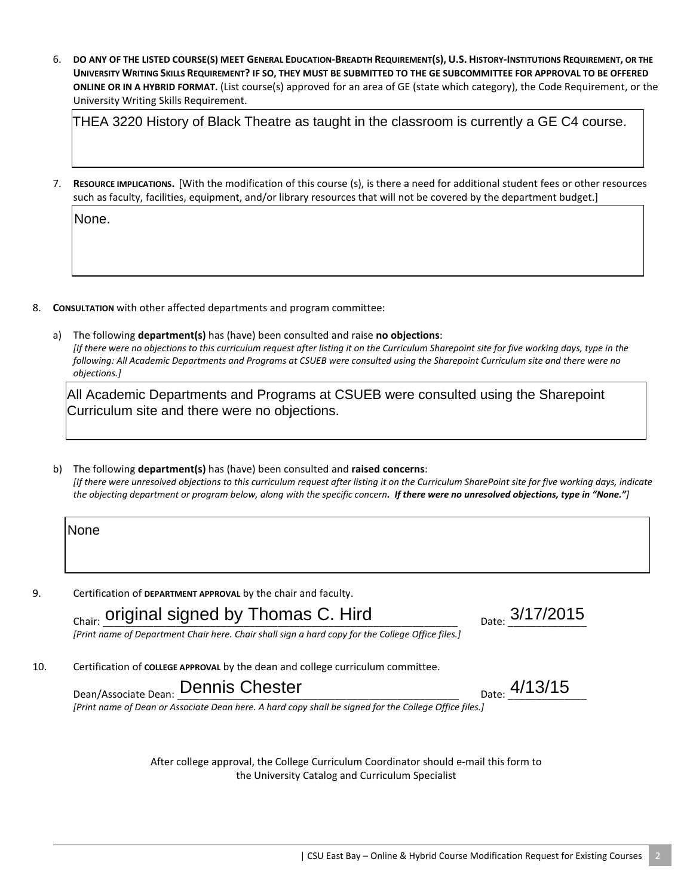6. **DO ANY OF THE LISTED COURSE(S) MEET GENERAL EDUCATION-BREADTH REQUIREMENT(S), U.S. HISTORY-INSTITUTIONS REQUIREMENT, OR THE UNIVERSITY WRITING SKILLS REQUIREMENT? IF SO, THEY MUST BE SUBMITTED TO THE GE SUBCOMMITTEE FOR APPROVAL TO BE OFFERED ONLINE OR IN A HYBRID FORMAT.** (List course(s) approved for an area of GE (state which category), the Code Requirement, or the University Writing Skills Requirement.

   THEA 3220 History of Black Theatre as taught in the classroom is currently a GE C4 course.

7. **RESOURCE IMPLICATIONS.** [With the modification of this course (s), is there a need for additional student fees or other resources such as faculty, facilities, equipment, and/or library resources that will not be covered by the department budget.]

   None.

8. **CONSULTATION** with other affected departments and program committee:

   a) The following **department(s)** has (have) been consulted and raise **no objections**:
   *[If there were no objections to this curriculum request after listing it on the Curriculum Sharepoint site for five working days, type in the following: All Academic Departments and Programs at CSUEB were consulted using the Sharepoint Curriculum site and there were no objections.]*

   All Academic Departments and Programs at CSUEB were consulted using the Sharepoint Curriculum site and there were no objections.

   b) The following **department(s)** has (have) been consulted and **raised concerns**:
   *[If there were unresolved objections to this curriculum request after listing it on the Curriculum SharePoint site for five working days, indicate the objecting department or program below, along with the specific concern. **If there were no unresolved objections, type in "None."**]*

   None

9. Certification of **DEPARTMENT APPROVAL** by the chair and faculty.

   Chair: original signed by Thomas C. Hird Date: 3/17/2015
   *[Print name of Department Chair here. Chair shall sign a hard copy for the College Office files.]*

10. Certification of **COLLEGE APPROVAL** by the dean and college curriculum committee.

    Dean/Associate Dean: Dennis Chester Date: 4/13/15
    *[Print name of Dean or Associate Dean here. A hard copy shall be signed for the College Office files.]*

After college approval, the College Curriculum Coordinator should e-mail this form to the University Catalog and Curriculum Specialist